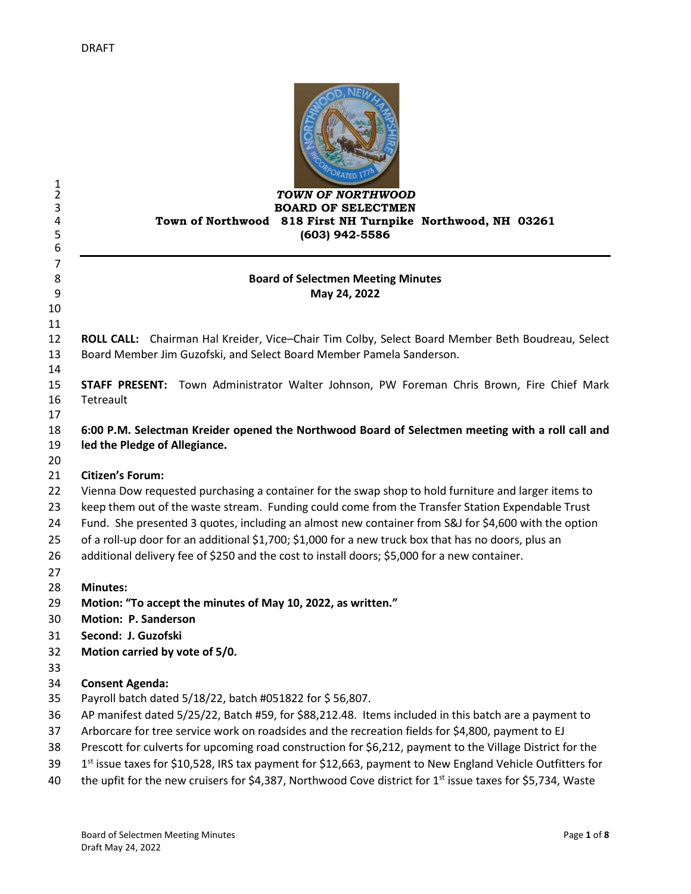DRAFT

*TOWN OF NORTHWOOD*
**BOARD OF SELECTMEN**
**Town of Northwood 818 First NH Turnpike Northwood, NH 03261**
**(603) 942-5586**

---

**Board of Selectmen Meeting Minutes**
**May 24, 2022**

**ROLL CALL:** Chairman Hal Kreider, Vice–Chair Tim Colby, Select Board Member Beth Boudreau, Select Board Member Jim Guzofski, and Select Board Member Pamela Sanderson.

**STAFF PRESENT:** Town Administrator Walter Johnson, PW Foreman Chris Brown, Fire Chief Mark Tetreault

**6:00 P.M. Selectman Kreider opened the Northwood Board of Selectmen meeting with a roll call and led the Pledge of Allegiance.**

**Citizen's Forum:**
Vienna Dow requested purchasing a container for the swap shop to hold furniture and larger items to keep them out of the waste stream. Funding could come from the Transfer Station Expendable Trust Fund. She presented 3 quotes, including an almost new container from S&J for $4,600 with the option of a roll-up door for an additional $1,700; $1,000 for a new truck box that has no doors, plus an additional delivery fee of $250 and the cost to install doors; $5,000 for a new container.

**Minutes:**
**Motion: "To accept the minutes of May 10, 2022, as written."**
**Motion: P. Sanderson**
**Second: J. Guzofski**
**Motion carried by vote of 5/0.**

**Consent Agenda:**
Payroll batch dated 5/18/22, batch #051822 for $ 56,807.
AP manifest dated 5/25/22, Batch #59, for $88,212.48. Items included in this batch are a payment to Arborcare for tree service work on roadsides and the recreation fields for $4,800, payment to EJ Prescott for culverts for upcoming road construction for $6,212, payment to the Village District for the 1st issue taxes for $10,528, IRS tax payment for $12,663, payment to New England Vehicle Outfitters for the upfit for the new cruisers for $4,387, Northwood Cove district for 1st issue taxes for $5,734, Waste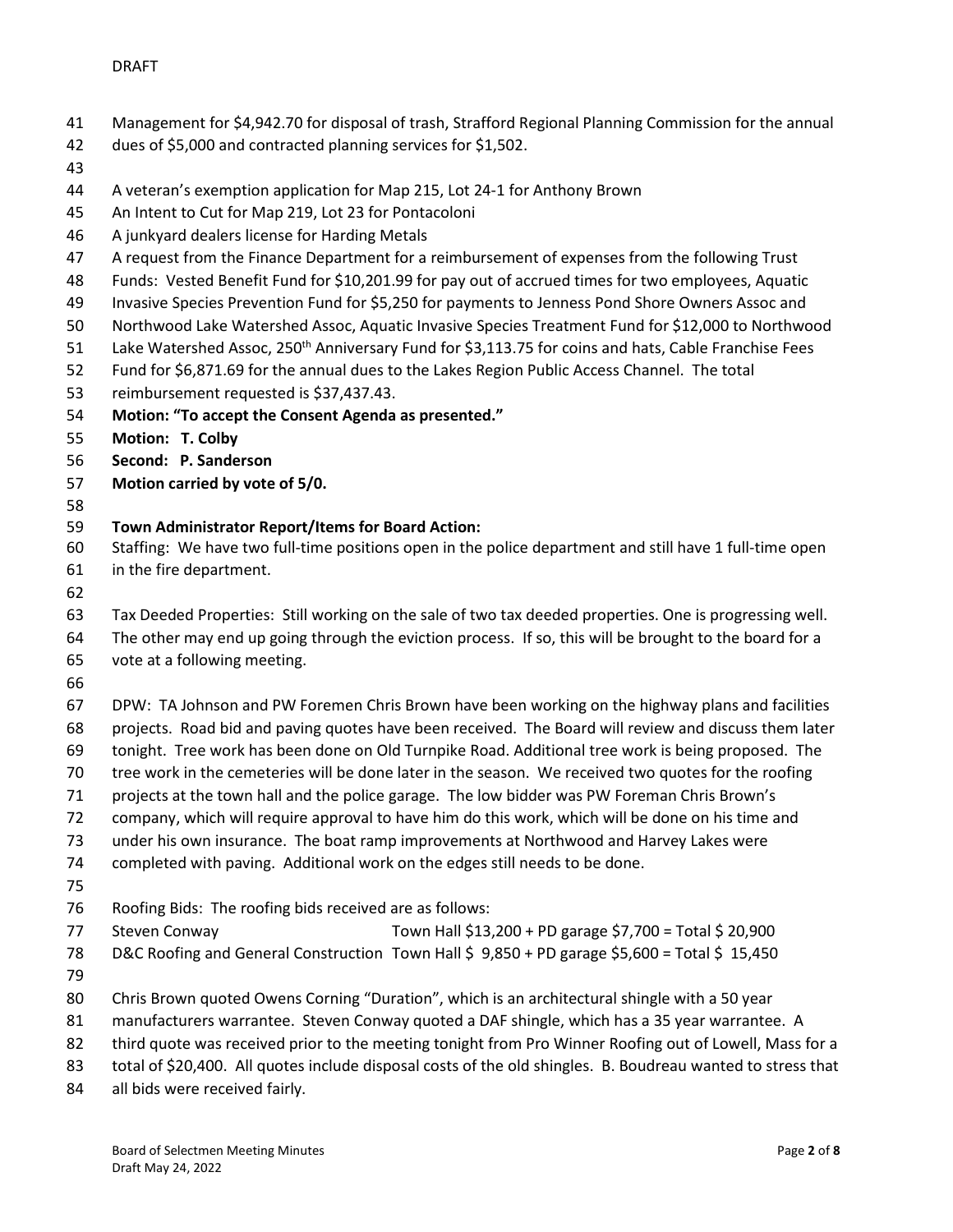DRAFT

Management for $4,942.70 for disposal of trash, Strafford Regional Planning Commission for the annual dues of $5,000 and contracted planning services for $1,502.

A veteran's exemption application for Map 215, Lot 24-1 for Anthony Brown
An Intent to Cut for Map 219, Lot 23 for Pontacoloni
A junkyard dealers license for Harding Metals
A request from the Finance Department for a reimbursement of expenses from the following Trust Funds: Vested Benefit Fund for $10,201.99 for pay out of accrued times for two employees, Aquatic Invasive Species Prevention Fund for $5,250 for payments to Jenness Pond Shore Owners Assoc and Northwood Lake Watershed Assoc, Aquatic Invasive Species Treatment Fund for $12,000 to Northwood Lake Watershed Assoc, 250th Anniversary Fund for $3,113.75 for coins and hats, Cable Franchise Fees Fund for $6,871.69 for the annual dues to the Lakes Region Public Access Channel. The total reimbursement requested is $37,437.43.

**Motion: "To accept the Consent Agenda as presented."**
**Motion: T. Colby**
**Second: P. Sanderson**
**Motion carried by vote of 5/0.**

**Town Administrator Report/Items for Board Action:**

Staffing: We have two full-time positions open in the police department and still have 1 full-time open in the fire department.

Tax Deeded Properties: Still working on the sale of two tax deeded properties. One is progressing well. The other may end up going through the eviction process. If so, this will be brought to the board for a vote at a following meeting.

DPW: TA Johnson and PW Foremen Chris Brown have been working on the highway plans and facilities projects. Road bid and paving quotes have been received. The Board will review and discuss them later tonight. Tree work has been done on Old Turnpike Road. Additional tree work is being proposed. The tree work in the cemeteries will be done later in the season. We received two quotes for the roofing projects at the town hall and the police garage. The low bidder was PW Foreman Chris Brown's company, which will require approval to have him do this work, which will be done on his time and under his own insurance. The boat ramp improvements at Northwood and Harvey Lakes were completed with paving. Additional work on the edges still needs to be done.

Roofing Bids: The roofing bids received are as follows:

| | |
|---|---|
| Steven Conway | Town Hall $13,200 + PD garage $7,700 = Total $ 20,900 |
| D&C Roofing and General Construction | Town Hall $ 9,850 + PD garage $5,600 = Total $ 15,450 |

Chris Brown quoted Owens Corning "Duration", which is an architectural shingle with a 50 year manufacturers warrantee. Steven Conway quoted a DAF shingle, which has a 35 year warrantee. A third quote was received prior to the meeting tonight from Pro Winner Roofing out of Lowell, Mass for a total of $20,400. All quotes include disposal costs of the old shingles. B. Boudreau wanted to stress that all bids were received fairly.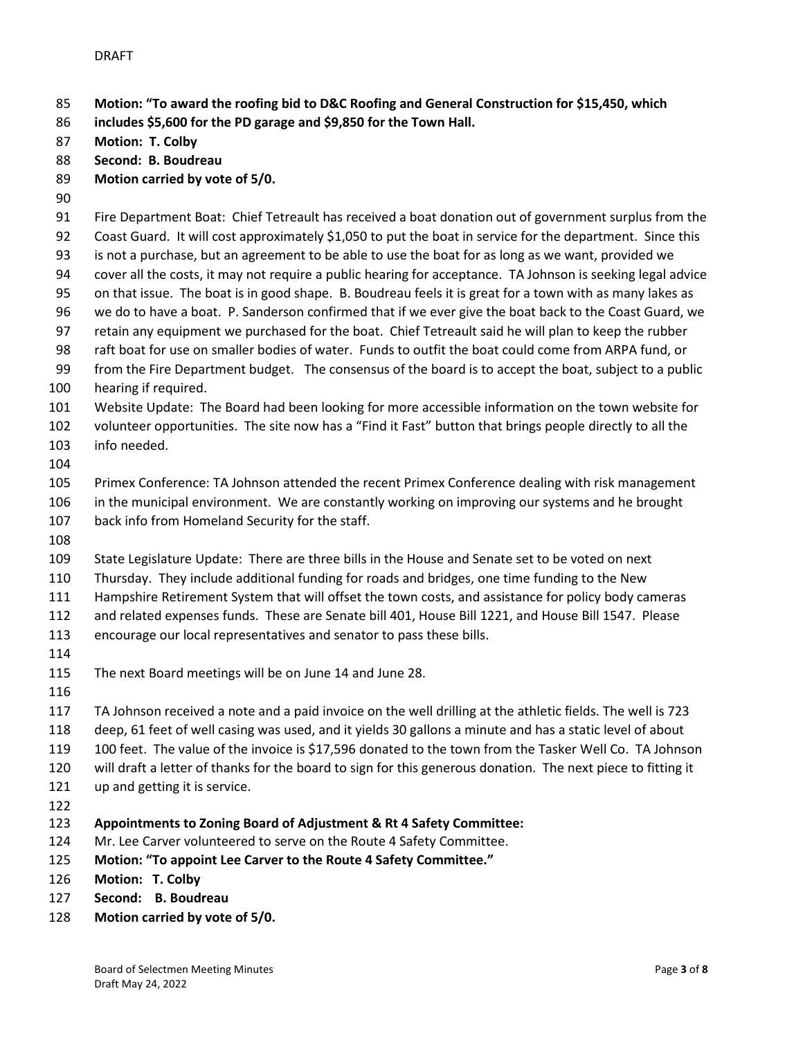DRAFT

**Motion: "To award the roofing bid to D&C Roofing and General Construction for $15,450, which includes $5,600 for the PD garage and $9,850 for the Town Hall.**
**Motion: T. Colby**
**Second: B. Boudreau**
**Motion carried by vote of 5/0.**

Fire Department Boat: Chief Tetreault has received a boat donation out of government surplus from the Coast Guard. It will cost approximately $1,050 to put the boat in service for the department. Since this is not a purchase, but an agreement to be able to use the boat for as long as we want, provided we cover all the costs, it may not require a public hearing for acceptance. TA Johnson is seeking legal advice on that issue. The boat is in good shape. B. Boudreau feels it is great for a town with as many lakes as we do to have a boat. P. Sanderson confirmed that if we ever give the boat back to the Coast Guard, we retain any equipment we purchased for the boat. Chief Tetreault said he will plan to keep the rubber raft boat for use on smaller bodies of water. Funds to outfit the boat could come from ARPA fund, or from the Fire Department budget. The consensus of the board is to accept the boat, subject to a public hearing if required.

Website Update: The Board had been looking for more accessible information on the town website for volunteer opportunities. The site now has a "Find it Fast" button that brings people directly to all the info needed.

Primex Conference: TA Johnson attended the recent Primex Conference dealing with risk management in the municipal environment. We are constantly working on improving our systems and he brought back info from Homeland Security for the staff.

State Legislature Update: There are three bills in the House and Senate set to be voted on next Thursday. They include additional funding for roads and bridges, one time funding to the New Hampshire Retirement System that will offset the town costs, and assistance for policy body cameras and related expenses funds. These are Senate bill 401, House Bill 1221, and House Bill 1547. Please encourage our local representatives and senator to pass these bills.

The next Board meetings will be on June 14 and June 28.

TA Johnson received a note and a paid invoice on the well drilling at the athletic fields. The well is 723 deep, 61 feet of well casing was used, and it yields 30 gallons a minute and has a static level of about 100 feet. The value of the invoice is $17,596 donated to the town from the Tasker Well Co. TA Johnson will draft a letter of thanks for the board to sign for this generous donation. The next piece to fitting it up and getting it is service.

**Appointments to Zoning Board of Adjustment & Rt 4 Safety Committee:**

Mr. Lee Carver volunteered to serve on the Route 4 Safety Committee.

**Motion: "To appoint Lee Carver to the Route 4 Safety Committee."**
**Motion: T. Colby**
**Second: B. Boudreau**
**Motion carried by vote of 5/0.**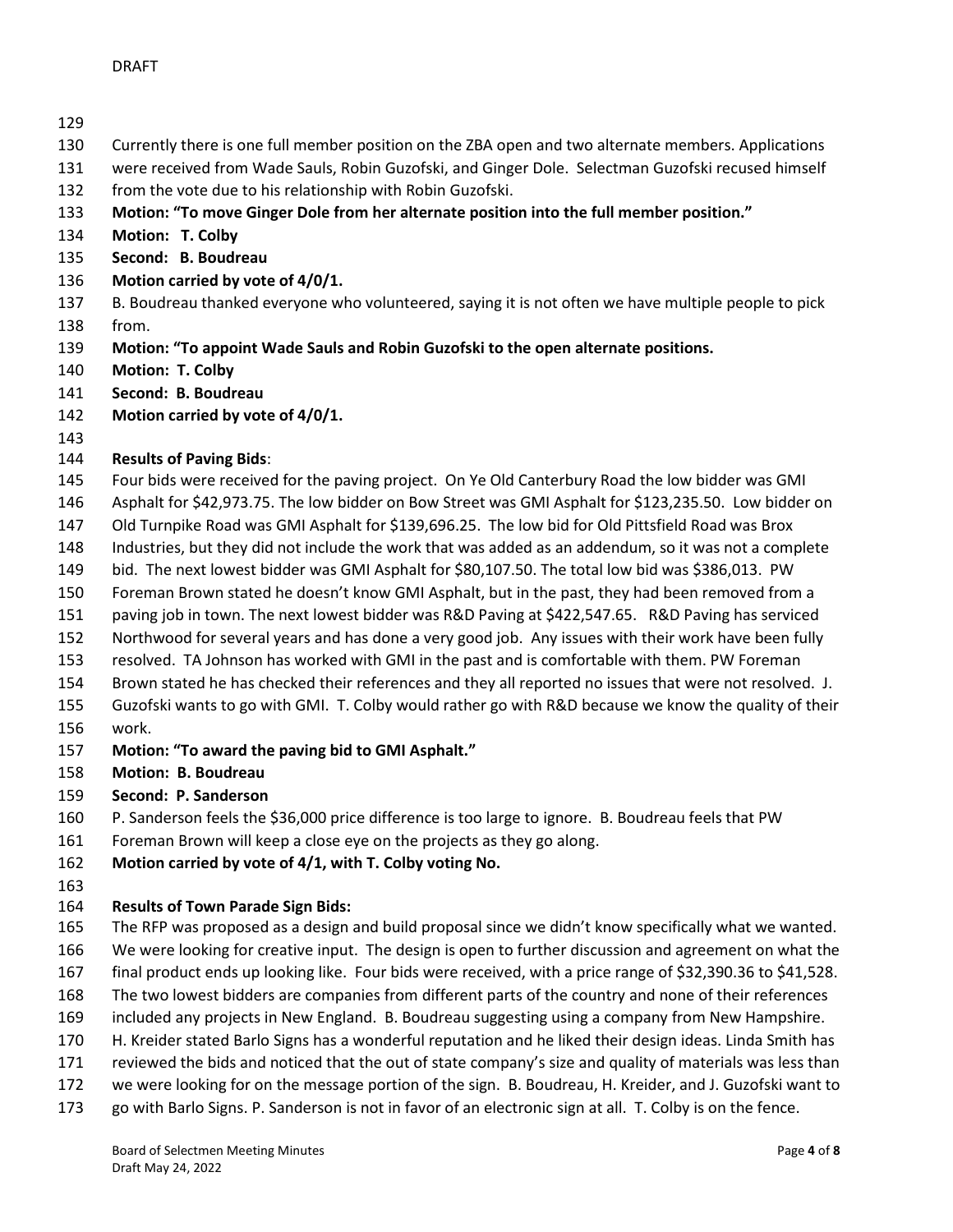Currently there is one full member position on the ZBA open and two alternate members. Applications were received from Wade Sauls, Robin Guzofski, and Ginger Dole. Selectman Guzofski recused himself from the vote due to his relationship with Robin Guzofski.

**Motion: "To move Ginger Dole from her alternate position into the full member position."**
**Motion: T. Colby**
**Second: B. Boudreau**
**Motion carried by vote of 4/0/1.**

B. Boudreau thanked everyone who volunteered, saying it is not often we have multiple people to pick from.

**Motion: "To appoint Wade Sauls and Robin Guzofski to the open alternate positions.**
**Motion: T. Colby**
**Second: B. Boudreau**
**Motion carried by vote of 4/0/1.**

**Results of Paving Bids**:

Four bids were received for the paving project. On Ye Old Canterbury Road the low bidder was GMI Asphalt for $42,973.75. The low bidder on Bow Street was GMI Asphalt for $123,235.50. Low bidder on Old Turnpike Road was GMI Asphalt for $139,696.25. The low bid for Old Pittsfield Road was Brox Industries, but they did not include the work that was added as an addendum, so it was not a complete bid. The next lowest bidder was GMI Asphalt for $80,107.50. The total low bid was $386,013. PW Foreman Brown stated he doesn't know GMI Asphalt, but in the past, they had been removed from a paving job in town. The next lowest bidder was R&D Paving at $422,547.65. R&D Paving has serviced Northwood for several years and has done a very good job. Any issues with their work have been fully resolved. TA Johnson has worked with GMI in the past and is comfortable with them. PW Foreman Brown stated he has checked their references and they all reported no issues that were not resolved. J. Guzofski wants to go with GMI. T. Colby would rather go with R&D because we know the quality of their work.

**Motion: "To award the paving bid to GMI Asphalt."**
**Motion: B. Boudreau**
**Second: P. Sanderson**

P. Sanderson feels the $36,000 price difference is too large to ignore. B. Boudreau feels that PW Foreman Brown will keep a close eye on the projects as they go along.

**Motion carried by vote of 4/1, with T. Colby voting No.**

**Results of Town Parade Sign Bids:**

The RFP was proposed as a design and build proposal since we didn't know specifically what we wanted. We were looking for creative input. The design is open to further discussion and agreement on what the final product ends up looking like. Four bids were received, with a price range of $32,390.36 to $41,528. The two lowest bidders are companies from different parts of the country and none of their references included any projects in New England. B. Boudreau suggesting using a company from New Hampshire. H. Kreider stated Barlo Signs has a wonderful reputation and he liked their design ideas. Linda Smith has reviewed the bids and noticed that the out of state company's size and quality of materials was less than we were looking for on the message portion of the sign. B. Boudreau, H. Kreider, and J. Guzofski want to go with Barlo Signs. P. Sanderson is not in favor of an electronic sign at all. T. Colby is on the fence.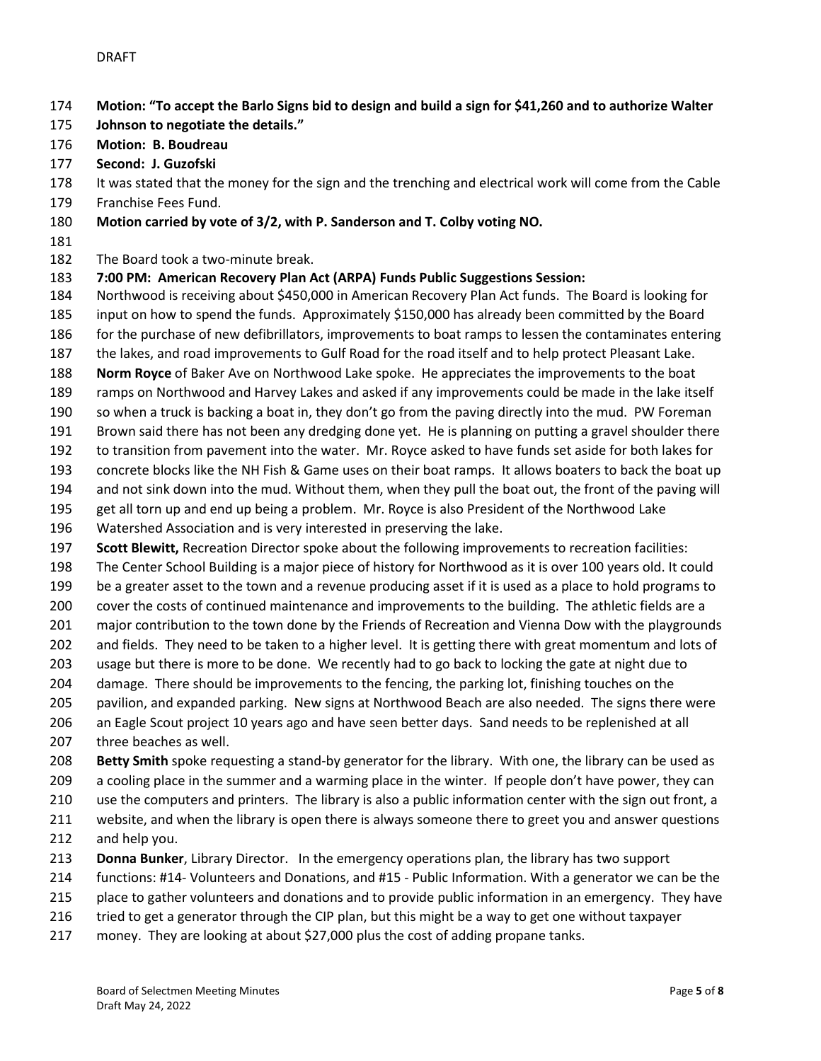DRAFT

**Motion: "To accept the Barlo Signs bid to design and build a sign for $41,260 and to authorize Walter Johnson to negotiate the details."**

**Motion: B. Boudreau**

**Second: J. Guzofski**

It was stated that the money for the sign and the trenching and electrical work will come from the Cable Franchise Fees Fund.

**Motion carried by vote of 3/2, with P. Sanderson and T. Colby voting NO.**

The Board took a two-minute break.

**7:00 PM: American Recovery Plan Act (ARPA) Funds Public Suggestions Session:**

Northwood is receiving about $450,000 in American Recovery Plan Act funds. The Board is looking for input on how to spend the funds. Approximately $150,000 has already been committed by the Board for the purchase of new defibrillators, improvements to boat ramps to lessen the contaminates entering the lakes, and road improvements to Gulf Road for the road itself and to help protect Pleasant Lake.

**Norm Royce** of Baker Ave on Northwood Lake spoke. He appreciates the improvements to the boat ramps on Northwood and Harvey Lakes and asked if any improvements could be made in the lake itself so when a truck is backing a boat in, they don't go from the paving directly into the mud. PW Foreman Brown said there has not been any dredging done yet. He is planning on putting a gravel shoulder there to transition from pavement into the water. Mr. Royce asked to have funds set aside for both lakes for concrete blocks like the NH Fish & Game uses on their boat ramps. It allows boaters to back the boat up and not sink down into the mud. Without them, when they pull the boat out, the front of the paving will get all torn up and end up being a problem. Mr. Royce is also President of the Northwood Lake Watershed Association and is very interested in preserving the lake.

**Scott Blewitt,** Recreation Director spoke about the following improvements to recreation facilities: The Center School Building is a major piece of history for Northwood as it is over 100 years old. It could be a greater asset to the town and a revenue producing asset if it is used as a place to hold programs to cover the costs of continued maintenance and improvements to the building. The athletic fields are a major contribution to the town done by the Friends of Recreation and Vienna Dow with the playgrounds and fields. They need to be taken to a higher level. It is getting there with great momentum and lots of usage but there is more to be done. We recently had to go back to locking the gate at night due to damage. There should be improvements to the fencing, the parking lot, finishing touches on the pavilion, and expanded parking. New signs at Northwood Beach are also needed. The signs there were an Eagle Scout project 10 years ago and have seen better days. Sand needs to be replenished at all three beaches as well.

**Betty Smith** spoke requesting a stand-by generator for the library. With one, the library can be used as a cooling place in the summer and a warming place in the winter. If people don't have power, they can use the computers and printers. The library is also a public information center with the sign out front, a website, and when the library is open there is always someone there to greet you and answer questions and help you.

**Donna Bunker**, Library Director. In the emergency operations plan, the library has two support functions: #14- Volunteers and Donations, and #15 - Public Information. With a generator we can be the place to gather volunteers and donations and to provide public information in an emergency. They have tried to get a generator through the CIP plan, but this might be a way to get one without taxpayer money. They are looking at about $27,000 plus the cost of adding propane tanks.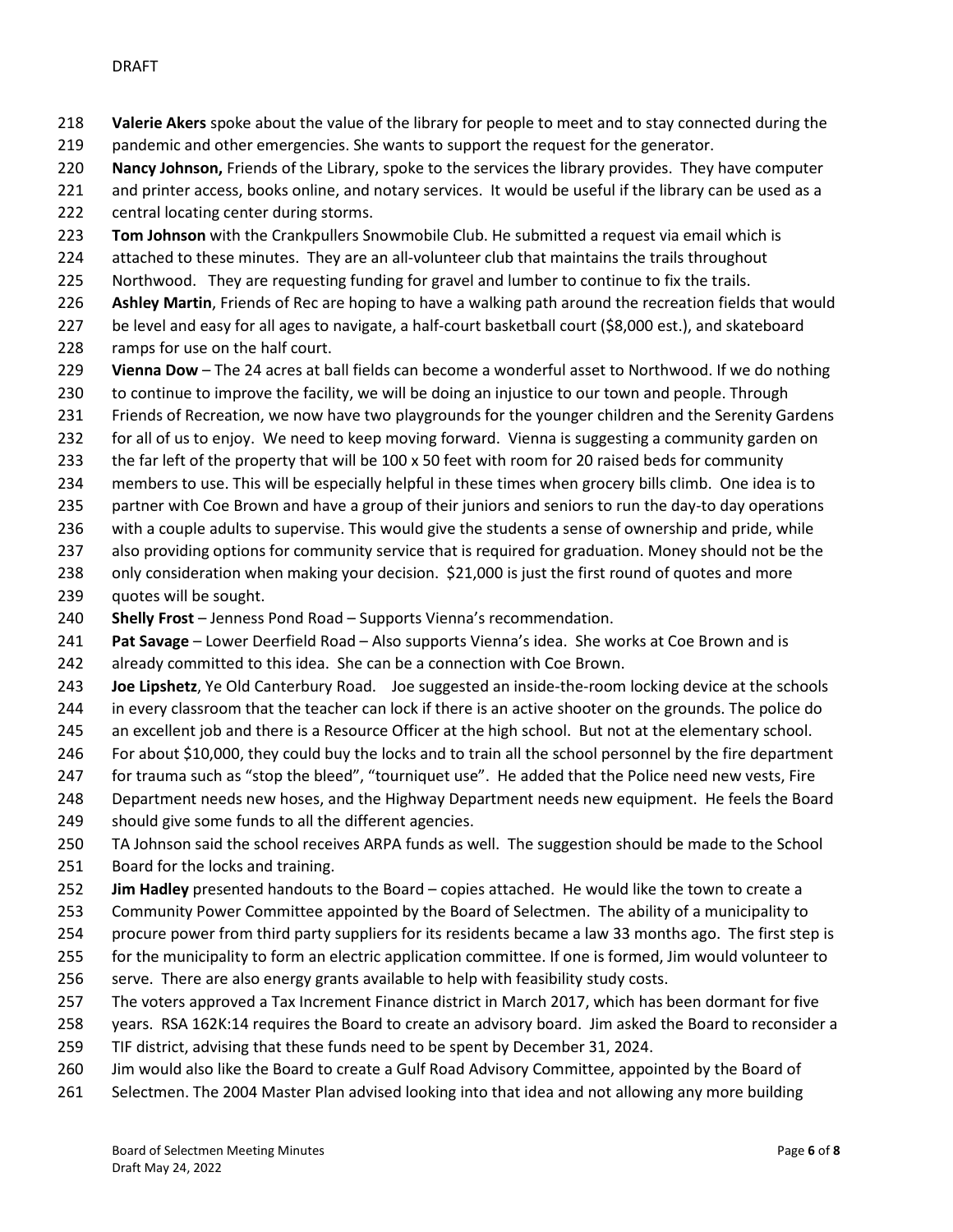**Valerie Akers** spoke about the value of the library for people to meet and to stay connected during the pandemic and other emergencies. She wants to support the request for the generator.

**Nancy Johnson,** Friends of the Library, spoke to the services the library provides. They have computer and printer access, books online, and notary services. It would be useful if the library can be used as a central locating center during storms.

**Tom Johnson** with the Crankpullers Snowmobile Club. He submitted a request via email which is attached to these minutes. They are an all-volunteer club that maintains the trails throughout Northwood. They are requesting funding for gravel and lumber to continue to fix the trails.

**Ashley Martin**, Friends of Rec are hoping to have a walking path around the recreation fields that would be level and easy for all ages to navigate, a half-court basketball court ($8,000 est.), and skateboard ramps for use on the half court.

**Vienna Dow** – The 24 acres at ball fields can become a wonderful asset to Northwood. If we do nothing to continue to improve the facility, we will be doing an injustice to our town and people. Through Friends of Recreation, we now have two playgrounds for the younger children and the Serenity Gardens for all of us to enjoy. We need to keep moving forward. Vienna is suggesting a community garden on the far left of the property that will be 100 x 50 feet with room for 20 raised beds for community members to use. This will be especially helpful in these times when grocery bills climb. One idea is to partner with Coe Brown and have a group of their juniors and seniors to run the day-to day operations with a couple adults to supervise. This would give the students a sense of ownership and pride, while also providing options for community service that is required for graduation. Money should not be the only consideration when making your decision. $21,000 is just the first round of quotes and more quotes will be sought.

**Shelly Frost** – Jenness Pond Road – Supports Vienna's recommendation.

**Pat Savage** – Lower Deerfield Road – Also supports Vienna's idea. She works at Coe Brown and is already committed to this idea. She can be a connection with Coe Brown.

**Joe Lipshetz**, Ye Old Canterbury Road. Joe suggested an inside-the-room locking device at the schools in every classroom that the teacher can lock if there is an active shooter on the grounds. The police do an excellent job and there is a Resource Officer at the high school. But not at the elementary school. For about $10,000, they could buy the locks and to train all the school personnel by the fire department for trauma such as "stop the bleed", "tourniquet use". He added that the Police need new vests, Fire Department needs new hoses, and the Highway Department needs new equipment. He feels the Board should give some funds to all the different agencies.

TA Johnson said the school receives ARPA funds as well. The suggestion should be made to the School Board for the locks and training.

**Jim Hadley** presented handouts to the Board – copies attached. He would like the town to create a Community Power Committee appointed by the Board of Selectmen. The ability of a municipality to procure power from third party suppliers for its residents became a law 33 months ago. The first step is for the municipality to form an electric application committee. If one is formed, Jim would volunteer to serve. There are also energy grants available to help with feasibility study costs.

The voters approved a Tax Increment Finance district in March 2017, which has been dormant for five years. RSA 162K:14 requires the Board to create an advisory board. Jim asked the Board to reconsider a TIF district, advising that these funds need to be spent by December 31, 2024.

Jim would also like the Board to create a Gulf Road Advisory Committee, appointed by the Board of Selectmen. The 2004 Master Plan advised looking into that idea and not allowing any more building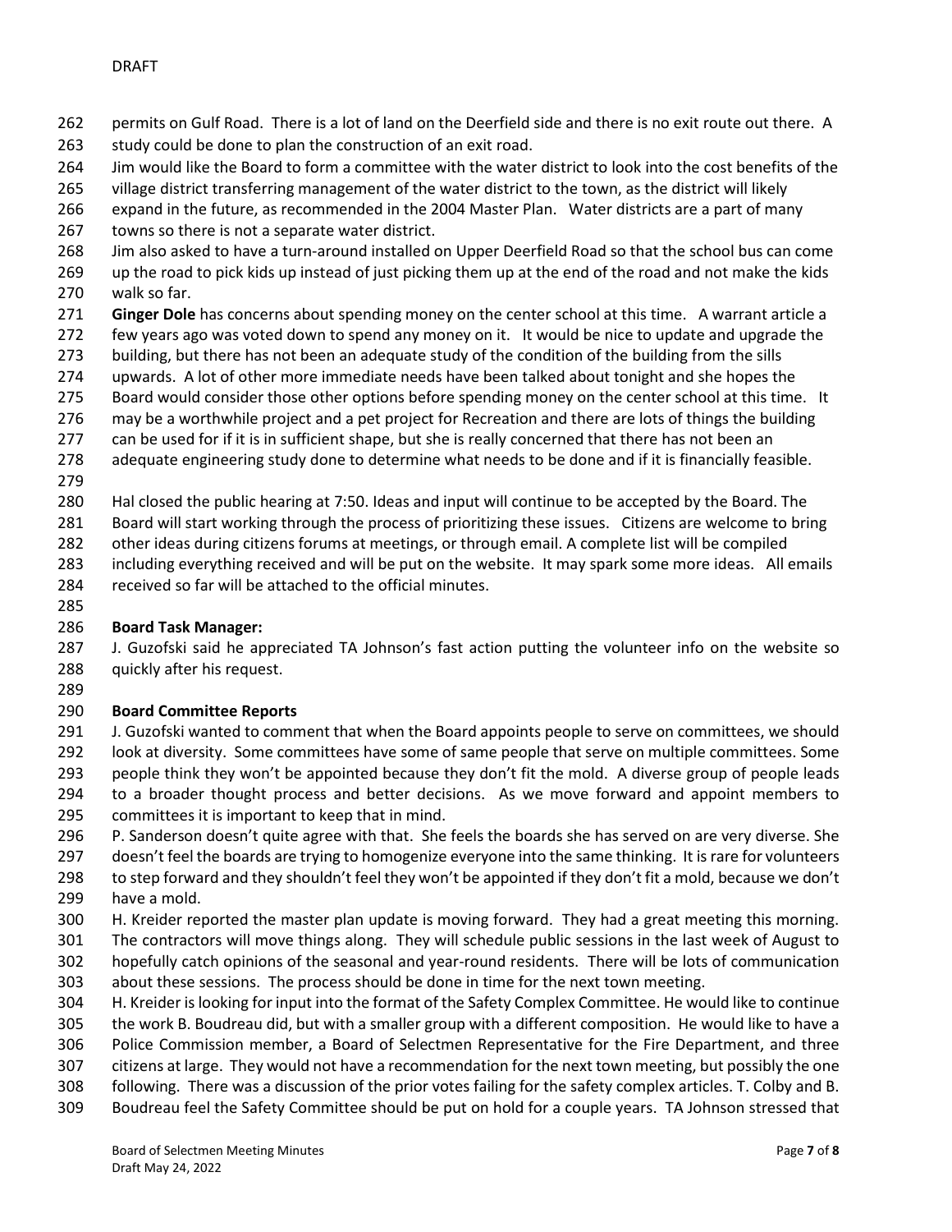permits on Gulf Road. There is a lot of land on the Deerfield side and there is no exit route out there. A study could be done to plan the construction of an exit road.

Jim would like the Board to form a committee with the water district to look into the cost benefits of the village district transferring management of the water district to the town, as the district will likely expand in the future, as recommended in the 2004 Master Plan. Water districts are a part of many towns so there is not a separate water district.

Jim also asked to have a turn-around installed on Upper Deerfield Road so that the school bus can come up the road to pick kids up instead of just picking them up at the end of the road and not make the kids walk so far.

**Ginger Dole** has concerns about spending money on the center school at this time. A warrant article a few years ago was voted down to spend any money on it. It would be nice to update and upgrade the building, but there has not been an adequate study of the condition of the building from the sills upwards. A lot of other more immediate needs have been talked about tonight and she hopes the Board would consider those other options before spending money on the center school at this time. It may be a worthwhile project and a pet project for Recreation and there are lots of things the building can be used for if it is in sufficient shape, but she is really concerned that there has not been an adequate engineering study done to determine what needs to be done and if it is financially feasible.

Hal closed the public hearing at 7:50. Ideas and input will continue to be accepted by the Board. The Board will start working through the process of prioritizing these issues. Citizens are welcome to bring other ideas during citizens forums at meetings, or through email. A complete list will be compiled including everything received and will be put on the website. It may spark some more ideas. All emails received so far will be attached to the official minutes.

**Board Task Manager:**

J. Guzofski said he appreciated TA Johnson's fast action putting the volunteer info on the website so quickly after his request.

**Board Committee Reports**

J. Guzofski wanted to comment that when the Board appoints people to serve on committees, we should look at diversity. Some committees have some of same people that serve on multiple committees. Some people think they won't be appointed because they don't fit the mold. A diverse group of people leads to a broader thought process and better decisions. As we move forward and appoint members to committees it is important to keep that in mind.

P. Sanderson doesn't quite agree with that. She feels the boards she has served on are very diverse. She doesn't feel the boards are trying to homogenize everyone into the same thinking. It is rare for volunteers to step forward and they shouldn't feel they won't be appointed if they don't fit a mold, because we don't have a mold.

H. Kreider reported the master plan update is moving forward. They had a great meeting this morning. The contractors will move things along. They will schedule public sessions in the last week of August to hopefully catch opinions of the seasonal and year-round residents. There will be lots of communication about these sessions. The process should be done in time for the next town meeting.

H. Kreider is looking for input into the format of the Safety Complex Committee. He would like to continue the work B. Boudreau did, but with a smaller group with a different composition. He would like to have a Police Commission member, a Board of Selectmen Representative for the Fire Department, and three citizens at large. They would not have a recommendation for the next town meeting, but possibly the one following. There was a discussion of the prior votes failing for the safety complex articles. T. Colby and B. Boudreau feel the Safety Committee should be put on hold for a couple years. TA Johnson stressed that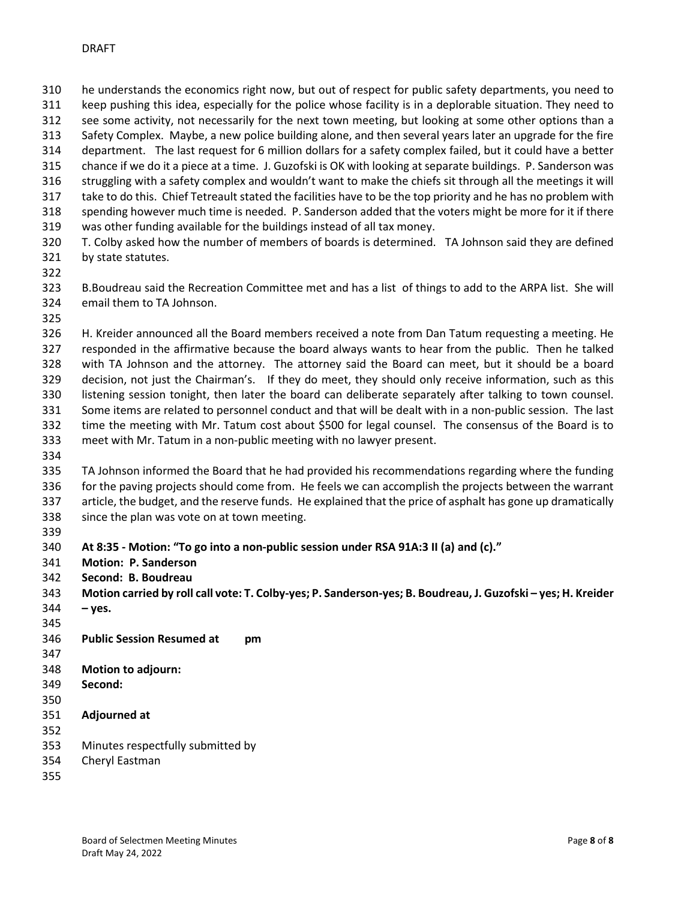he understands the economics right now, but out of respect for public safety departments, you need to keep pushing this idea, especially for the police whose facility is in a deplorable situation. They need to see some activity, not necessarily for the next town meeting, but looking at some other options than a Safety Complex. Maybe, a new police building alone, and then several years later an upgrade for the fire department. The last request for 6 million dollars for a safety complex failed, but it could have a better chance if we do it a piece at a time. J. Guzofski is OK with looking at separate buildings. P. Sanderson was struggling with a safety complex and wouldn't want to make the chiefs sit through all the meetings it will take to do this. Chief Tetreault stated the facilities have to be the top priority and he has no problem with spending however much time is needed. P. Sanderson added that the voters might be more for it if there was other funding available for the buildings instead of all tax money.

T. Colby asked how the number of members of boards is determined. TA Johnson said they are defined by state statutes.

B.Boudreau said the Recreation Committee met and has a list of things to add to the ARPA list. She will email them to TA Johnson.

H. Kreider announced all the Board members received a note from Dan Tatum requesting a meeting. He responded in the affirmative because the board always wants to hear from the public. Then he talked with TA Johnson and the attorney. The attorney said the Board can meet, but it should be a board decision, not just the Chairman's. If they do meet, they should only receive information, such as this listening session tonight, then later the board can deliberate separately after talking to town counsel. Some items are related to personnel conduct and that will be dealt with in a non-public session. The last time the meeting with Mr. Tatum cost about $500 for legal counsel. The consensus of the Board is to meet with Mr. Tatum in a non-public meeting with no lawyer present.

TA Johnson informed the Board that he had provided his recommendations regarding where the funding for the paving projects should come from. He feels we can accomplish the projects between the warrant article, the budget, and the reserve funds. He explained that the price of asphalt has gone up dramatically since the plan was vote on at town meeting.

**At 8:35 - Motion: "To go into a non-public session under RSA 91A:3 II (a) and (c)."**
**Motion: P. Sanderson**
**Second: B. Boudreau**
**Motion carried by roll call vote: T. Colby-yes; P. Sanderson-yes; B. Boudreau, J. Guzofski – yes; H. Kreider – yes.**

**Public Session Resumed at pm**

**Motion to adjourn:**
**Second:**

**Adjourned at**

Minutes respectfully submitted by
Cheryl Eastman